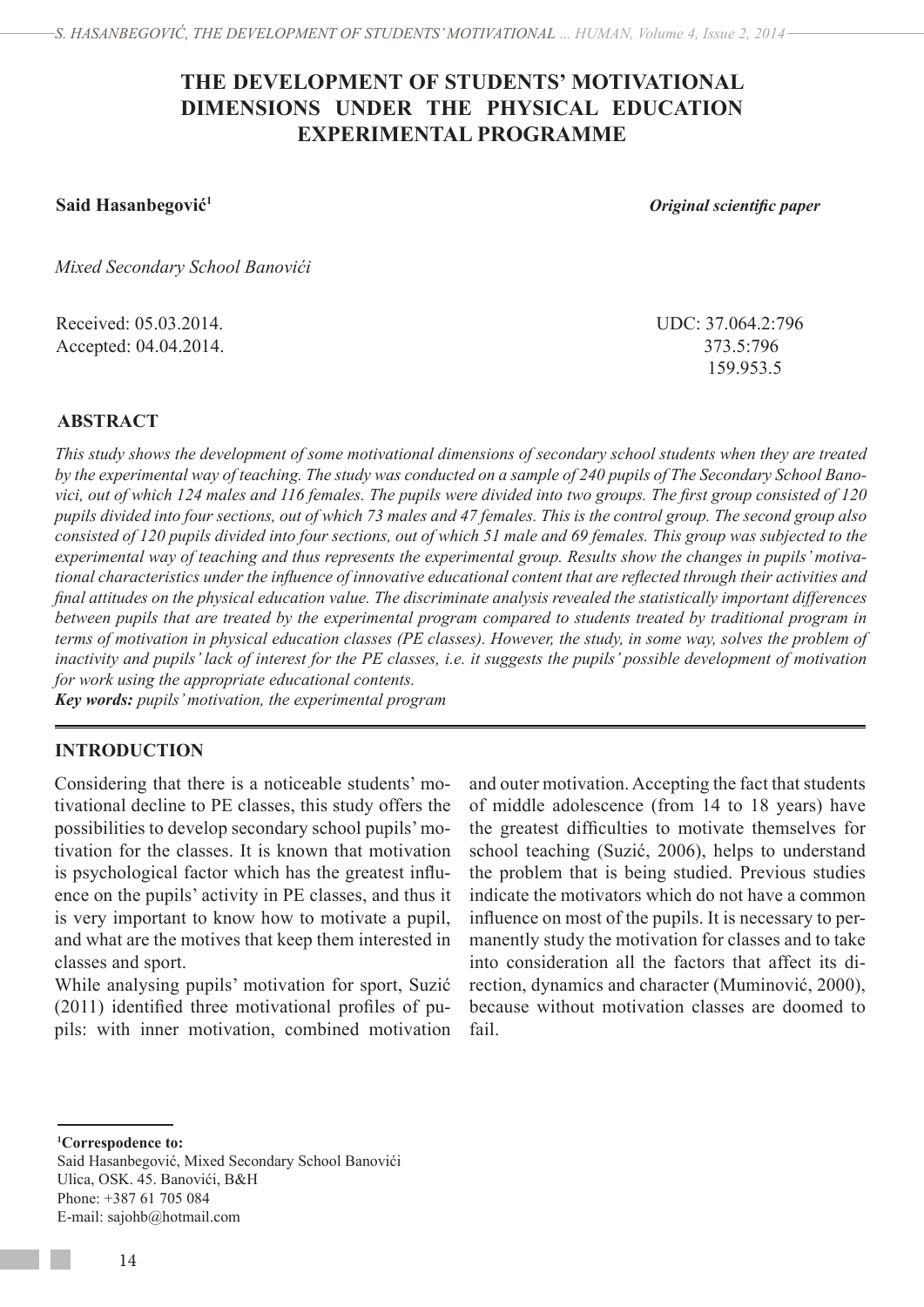# THE DEVELOPMENT OF STUDENTS' MOTIVATIONAL DIMENSIONS UNDER THE PHYSICAL EDUCATION EXPERIMENTAL PROGRAMME

**Said Hasanbegović**[1]

***Original scientific paper***

*Mixed Secondary School Banovići*

Received: 05.03.2014.
Accepted: 04.04.2014.

UDC: 37.064.2:796
373.5:796
159.953.5

## ABSTRACT

*This study shows the development of some motivational dimensions of secondary school students when they are treated by the experimental way of teaching. The study was conducted on a sample of 240 pupils of The Secondary School Banovici, out of which 124 males and 116 females. The pupils were divided into two groups. The first group consisted of 120 pupils divided into four sections, out of which 73 males and 47 females. This is the control group. The second group also consisted of 120 pupils divided into four sections, out of which 51 male and 69 females. This group was subjected to the experimental way of teaching and thus represents the experimental group. Results show the changes in pupils' motivational characteristics under the influence of innovative educational content that are reflected through their activities and final attitudes on the physical education value. The discriminate analysis revealed the statistically important differences between pupils that are treated by the experimental program compared to students treated by traditional program in terms of motivation in physical education classes (PE classes). However, the study, in some way, solves the problem of inactivity and pupils' lack of interest for the PE classes, i.e. it suggests the pupils' possible development of motivation for work using the appropriate educational contents.*

***Key words:*** *pupils' motivation, the experimental program*

## INTRODUCTION

Considering that there is a noticeable students' motivational decline to PE classes, this study offers the possibilities to develop secondary school pupils' motivation for the classes. It is known that motivation is psychological factor which has the greatest influence on the pupils' activity in PE classes, and thus it is very important to know how to motivate a pupil, and what are the motives that keep them interested in classes and sport.

While analysing pupils' motivation for sport, Suzić (2011) identified three motivational profiles of pupils: with inner motivation, combined motivation and outer motivation. Accepting the fact that students of middle adolescence (from 14 to 18 years) have the greatest difficulties to motivate themselves for school teaching (Suzić, 2006), helps to understand the problem that is being studied. Previous studies indicate the motivators which do not have a common influence on most of the pupils. It is necessary to permanently study the motivation for classes and to take into consideration all the factors that affect its direction, dynamics and character (Muminović, 2000), because without motivation classes are doomed to fail.

---

[1]**Correspodence to:**
Said Hasanbegović, Mixed Secondary School Banovići
Ulica, OSK. 45. Banovići, B&H
Phone: +387 61 705 084
E-mail: sajohb@hotmail.com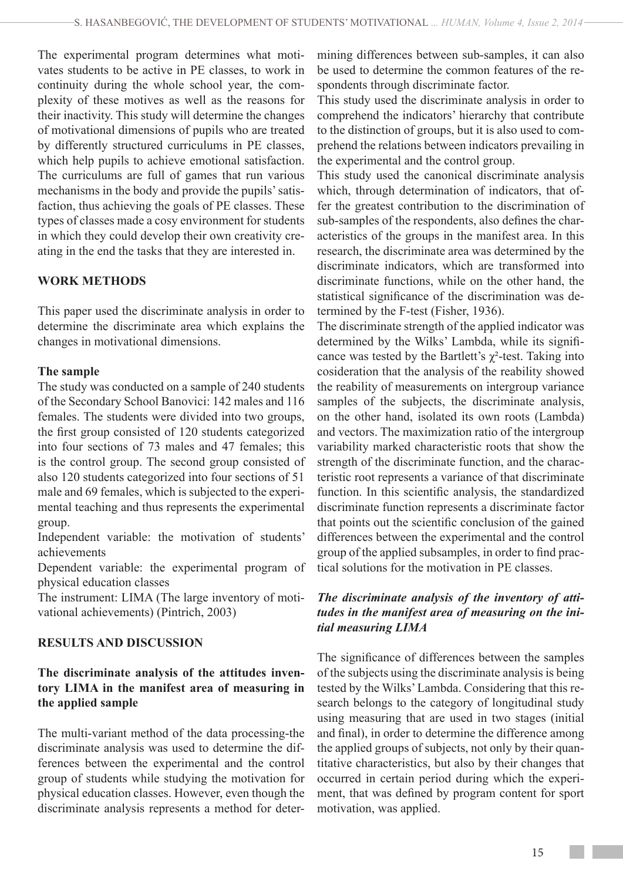The experimental program determines what motivates students to be active in PE classes, to work in continuity during the whole school year, the complexity of these motives as well as the reasons for their inactivity. This study will determine the changes of motivational dimensions of pupils who are treated by differently structured curriculums in PE classes, which help pupils to achieve emotional satisfaction. The curriculums are full of games that run various mechanisms in the body and provide the pupils' satisfaction, thus achieving the goals of PE classes. These types of classes made a cosy environment for students in which they could develop their own creativity creating in the end the tasks that they are interested in.

## WORK METHODS

This paper used the discriminate analysis in order to determine the discriminate area which explains the changes in motivational dimensions.

### The sample

The study was conducted on a sample of 240 students of the Secondary School Banovici: 142 males and 116 females. The students were divided into two groups, the first group consisted of 120 students categorized into four sections of 73 males and 47 females; this is the control group. The second group consisted of also 120 students categorized into four sections of 51 male and 69 females, which is subjected to the experimental teaching and thus represents the experimental group.

Independent variable: the motivation of students' achievements

Dependent variable: the experimental program of physical education classes

The instrument: LIMA (The large inventory of motivational achievements) (Pintrich, 2003)

## RESULTS AND DISCUSSION

### The discriminate analysis of the attitudes inventory LIMA in the manifest area of measuring in the applied sample

The multi-variant method of the data processing-the discriminate analysis was used to determine the differences between the experimental and the control group of students while studying the motivation for physical education classes. However, even though the discriminate analysis represents a method for determining differences between sub-samples, it can also be used to determine the common features of the respondents through discriminate factor.

This study used the discriminate analysis in order to comprehend the indicators' hierarchy that contribute to the distinction of groups, but it is also used to comprehend the relations between indicators prevailing in the experimental and the control group.

This study used the canonical discriminate analysis which, through determination of indicators, that offer the greatest contribution to the discrimination of sub-samples of the respondents, also defines the characteristics of the groups in the manifest area. In this research, the discriminate area was determined by the discriminate indicators, which are transformed into discriminate functions, while on the other hand, the statistical significance of the discrimination was determined by the F-test (Fisher, 1936).

The discriminate strength of the applied indicator was determined by the Wilks' Lambda, while its significance was tested by the Bartlett's $\chi^2$-test. Taking into cosideration that the analysis of the reability showed the reability of measurements on intergroup variance samples of the subjects, the discriminate analysis, on the other hand, isolated its own roots (Lambda) and vectors. The maximization ratio of the intergroup variability marked characteristic roots that show the strength of the discriminate function, and the characteristic root represents a variance of that discriminate function. In this scientific analysis, the standardized discriminate function represents a discriminate factor that points out the scientific conclusion of the gained differences between the experimental and the control group of the applied subsamples, in order to find practical solutions for the motivation in PE classes.

### *The discriminate analysis of the inventory of attitudes in the manifest area of measuring on the initial measuring LIMA*

The significance of differences between the samples of the subjects using the discriminate analysis is being tested by the Wilks' Lambda. Considering that this research belongs to the category of longitudinal study using measuring that are used in two stages (initial and final), in order to determine the difference among the applied groups of subjects, not only by their quantitative characteristics, but also by their changes that occurred in certain period during which the experiment, that was defined by program content for sport motivation, was applied.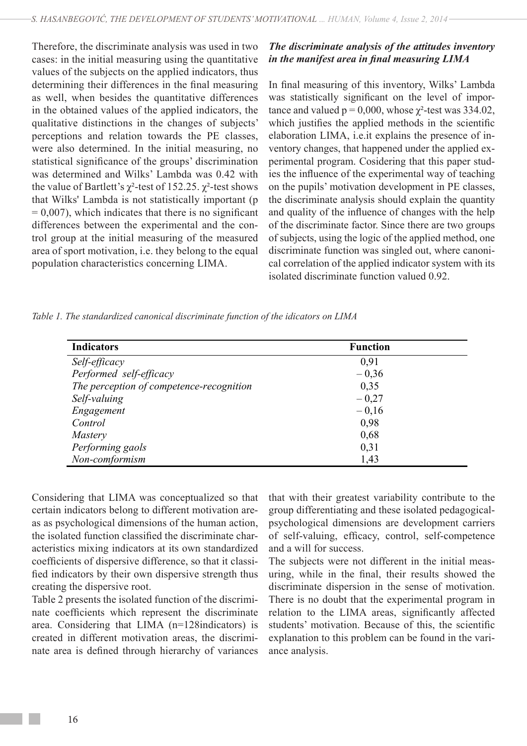Therefore, the discriminate analysis was used in two cases: in the initial measuring using the quantitative values of the subjects on the applied indicators, thus determining their differences in the final measuring as well, when besides the quantitative differences in the obtained values of the applied indicators, the qualitative distinctions in the changes of subjects' perceptions and relation towards the PE classes, were also determined. In the initial measuring, no statistical significance of the groups' discrimination was determined and Wilks' Lambda was 0.42 with the value of Bartlett's $\chi^2$-test of 152.25. $\chi^2$-test shows that Wilks' Lambda is not statistically important ($p = 0{,}007$), which indicates that there is no significant differences between the experimental and the control group at the initial measuring of the measured area of sport motivation, i.e. they belong to the equal population characteristics concerning LIMA.

### *The discriminate analysis of the attitudes inventory in the manifest area in final measuring LIMA*

In final measuring of this inventory, Wilks' Lambda was statistically significant on the level of importance and valued $p = 0{,}000$, whose $\chi^2$-test was 334.02, which justifies the applied methods in the scientific elaboration LIMA, i.e.it explains the presence of inventory changes, that happened under the applied experimental program. Cosidering that this paper studies the influence of the experimental way of teaching on the pupils' motivation development in PE classes, the discriminate analysis should explain the quantity and quality of the influence of changes with the help of the discriminate factor. Since there are two groups of subjects, using the logic of the applied method, one discriminate function was singled out, where canonical correlation of the applied indicator system with its isolated discriminate function valued 0.92.

*Table 1. The standardized canonical discriminate function of the idicators on LIMA*

| **Indicators** | **Function** |
|---|---|
| *Self-efficacy* | 0,91 |
| *Performed self-efficacy* | – 0,36 |
| *The perception of competence-recognition* | 0,35 |
| *Self-valuing* | – 0,27 |
| *Engagement* | – 0,16 |
| *Control* | 0,98 |
| *Mastery* | 0,68 |
| *Performing gaols* | 0,31 |
| *Non-comformism* | 1,43 |

Considering that LIMA was conceptualized so that certain indicators belong to different motivation areas as psychological dimensions of the human action, the isolated function classified the discriminate characteristics mixing indicators at its own standardized coefficients of dispersive difference, so that it classified indicators by their own dispersive strength thus creating the dispersive root.

Table 2 presents the isolated function of the discriminate coefficients which represent the discriminate area. Considering that LIMA (n=128indicators) is created in different motivation areas, the discriminate area is defined through hierarchy of variances that with their greatest variability contribute to the group differentiating and these isolated pedagogical-psychological dimensions are development carriers of self-valuing, efficacy, control, self-competence and a will for success.

The subjects were not different in the initial measuring, while in the final, their results showed the discriminate dispersion in the sense of motivation. There is no doubt that the experimental program in relation to the LIMA areas, significantly affected students' motivation. Because of this, the scientific explanation to this problem can be found in the variance analysis.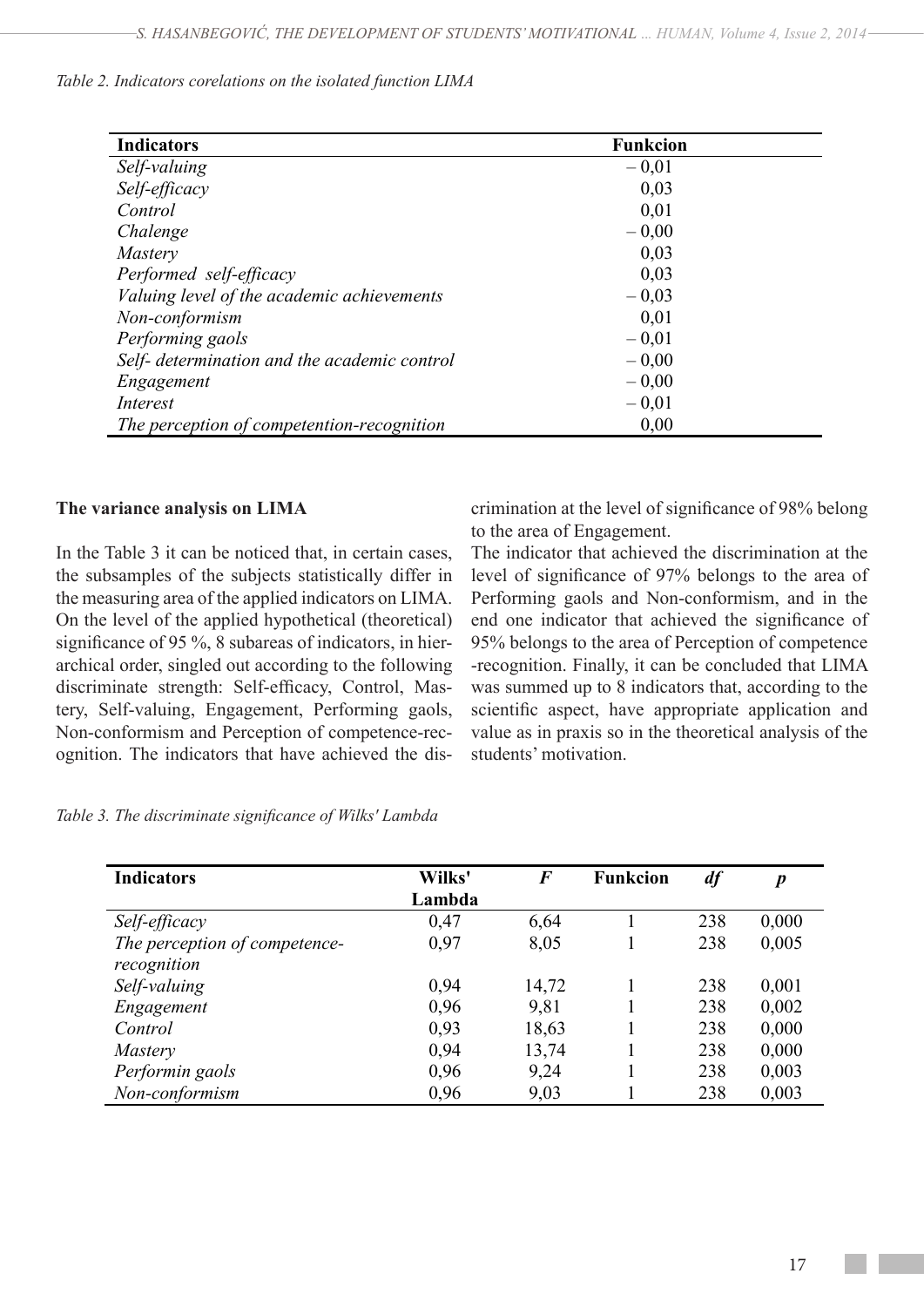*Table 2. Indicators corelations on the isolated function LIMA*

| Indicators | Funkcion |
|---|---|
| *Self-valuing* | – 0,01 |
| *Self-efficacy* | 0,03 |
| *Control* | 0,01 |
| *Chalenge* | – 0,00 |
| *Mastery* | 0,03 |
| *Performed self-efficacy* | 0,03 |
| *Valuing level of the academic achievements* | – 0,03 |
| *Non-conformism* | 0,01 |
| *Performing gaols* | – 0,01 |
| *Self- determination and the academic control* | – 0,00 |
| *Engagement* | – 0,00 |
| *Interest* | – 0,01 |
| *The perception of competention-recognition* | 0,00 |

**The variance analysis on LIMA**

In the Table 3 it can be noticed that, in certain cases, the subsamples of the subjects statistically differ in the measuring area of the applied indicators on LIMA. On the level of the applied hypothetical (theoretical) significance of 95 %, 8 subareas of indicators, in hierarchical order, singled out according to the following discriminate strength: Self-efficacy, Control, Mastery, Self-valuing, Engagement, Performing gaols, Non-conformism and Perception of competence-recognition. The indicators that have achieved the discrimination at the level of significance of 98% belong to the area of Engagement.

The indicator that achieved the discrimination at the level of significance of 97% belongs to the area of Performing gaols and Non-conformism, and in the end one indicator that achieved the significance of 95% belongs to the area of Perception of competence -recognition. Finally, it can be concluded that LIMA was summed up to 8 indicators that, according to the scientific aspect, have appropriate application and value as in praxis so in the theoretical analysis of the students' motivation.

*Table 3. The discriminate significance of Wilks' Lambda*

| Indicators | Wilks' Lambda | *F* | Funkcion | *df* | *p* |
|---|---|---|---|---|---|
| *Self-efficacy* | 0,47 | 6,64 | 1 | 238 | 0,000 |
| *The perception of competence-recognition* | 0,97 | 8,05 | 1 | 238 | 0,005 |
| *Self-valuing* | 0,94 | 14,72 | 1 | 238 | 0,001 |
| *Engagement* | 0,96 | 9,81 | 1 | 238 | 0,002 |
| *Control* | 0,93 | 18,63 | 1 | 238 | 0,000 |
| *Mastery* | 0,94 | 13,74 | 1 | 238 | 0,000 |
| *Performin gaols* | 0,96 | 9,24 | 1 | 238 | 0,003 |
| *Non-conformism* | 0,96 | 9,03 | 1 | 238 | 0,003 |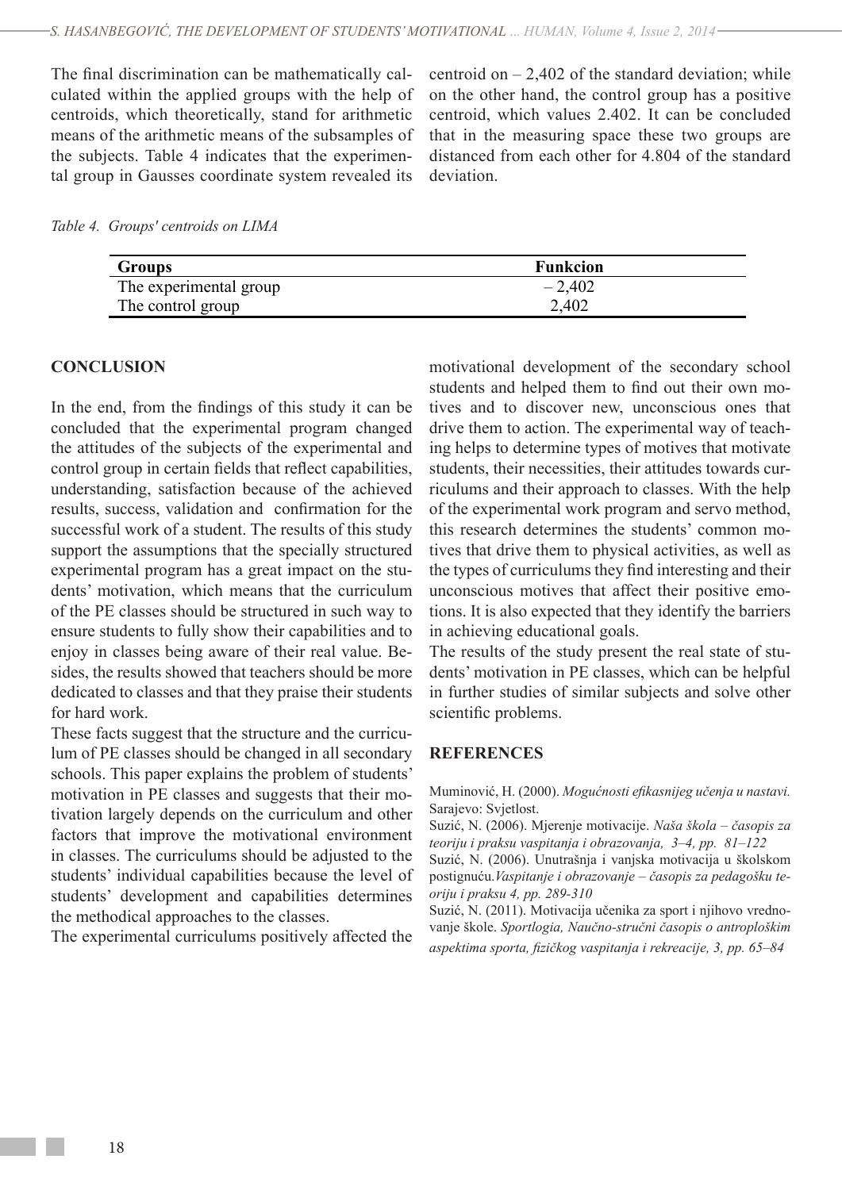The final discrimination can be mathematically calculated within the applied groups with the help of centroids, which theoretically, stand for arithmetic means of the arithmetic means of the subsamples of the subjects. Table 4 indicates that the experimental group in Gausses coordinate system revealed its centroid on – 2,402 of the standard deviation; while on the other hand, the control group has a positive centroid, which values 2.402. It can be concluded that in the measuring space these two groups are distanced from each other for 4.804 of the standard deviation.

*Table 4. Groups' centroids on LIMA*

| Groups | Funkcion |
|---|---|
| The experimental group | – 2,402 |
| The control group | 2,402 |

## CONCLUSION

In the end, from the findings of this study it can be concluded that the experimental program changed the attitudes of the subjects of the experimental and control group in certain fields that reflect capabilities, understanding, satisfaction because of the achieved results, success, validation and confirmation for the successful work of a student. The results of this study support the assumptions that the specially structured experimental program has a great impact on the students' motivation, which means that the curriculum of the PE classes should be structured in such way to ensure students to fully show their capabilities and to enjoy in classes being aware of their real value. Besides, the results showed that teachers should be more dedicated to classes and that they praise their students for hard work.

These facts suggest that the structure and the curriculum of PE classes should be changed in all secondary schools. This paper explains the problem of students' motivation in PE classes and suggests that their motivation largely depends on the curriculum and other factors that improve the motivational environment in classes. The curriculums should be adjusted to the students' individual capabilities because the level of students' development and capabilities determines the methodical approaches to the classes.

The experimental curriculums positively affected the motivational development of the secondary school students and helped them to find out their own motives and to discover new, unconscious ones that drive them to action. The experimental way of teaching helps to determine types of motives that motivate students, their necessities, their attitudes towards curriculums and their approach to classes. With the help of the experimental work program and servo method, this research determines the students' common motives that drive them to physical activities, as well as the types of curriculums they find interesting and their unconscious motives that affect their positive emotions. It is also expected that they identify the barriers in achieving educational goals.

The results of the study present the real state of students' motivation in PE classes, which can be helpful in further studies of similar subjects and solve other scientific problems.

## REFERENCES

Muminović, H. (2000). *Mogućnosti efikasnijeg učenja u nastavi.* Sarajevo: Svjetlost.

Suzić, N. (2006). Mjerenje motivacije. *Naša škola – časopis za teoriju i praksu vaspitanja i obrazovanja, 3–4, pp. 81–122*

Suzić, N. (2006). Unutrašnja i vanjska motivacija u školskom postignuću.*Vaspitanje i obrazovanje – časopis za pedagošku teoriju i praksu 4, pp. 289-310*

Suzić, N. (2011). Motivacija učenika za sport i njihovo vrednovanje škole. *Sportlogia, Naučno-stručni časopis o antroploškim aspektima sporta, fizičkog vaspitanja i rekreacije, 3, pp. 65–84*